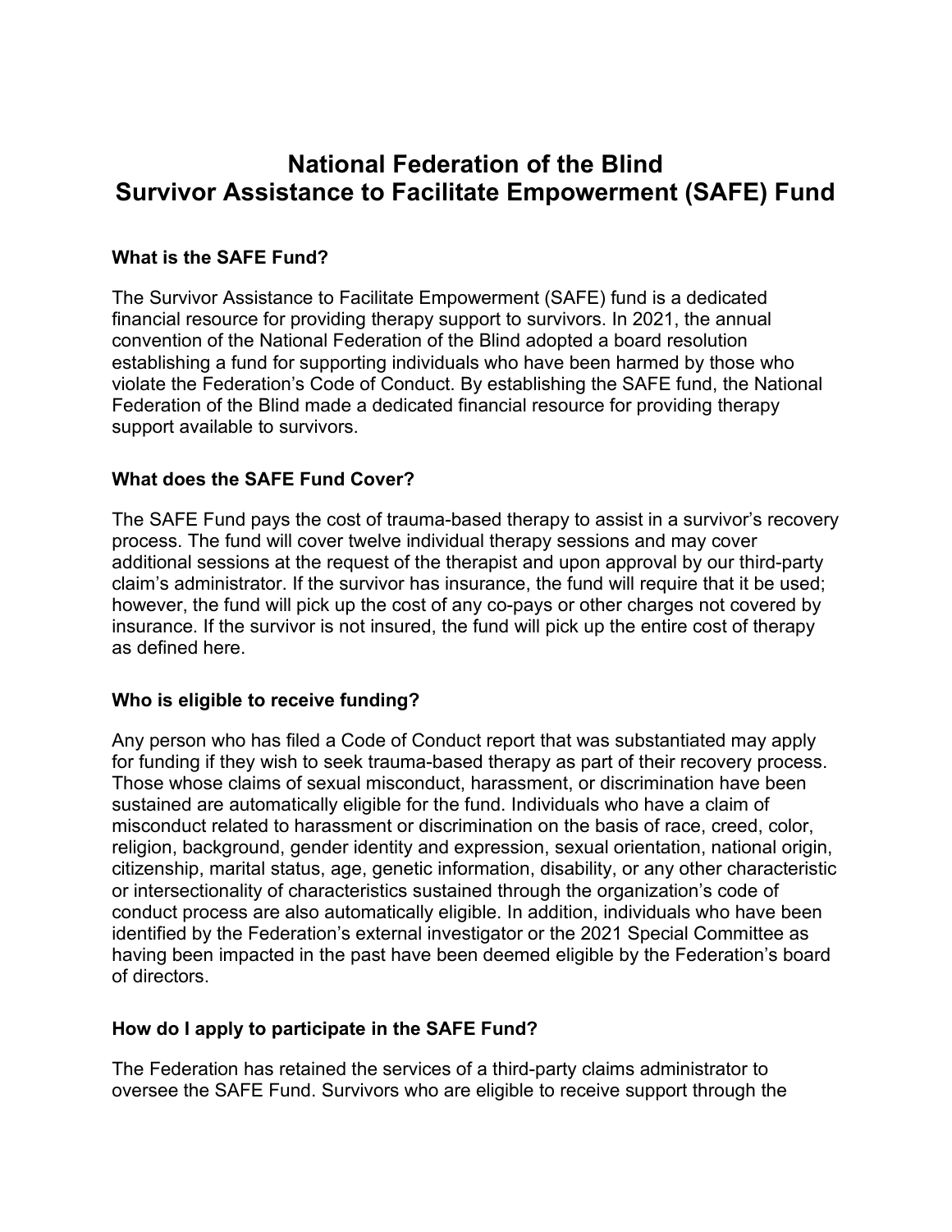# National Federation of the Blind
# Survivor Assistance to Facilitate Empowerment (SAFE) Fund

### What is the SAFE Fund?

The Survivor Assistance to Facilitate Empowerment (SAFE) fund is a dedicated financial resource for providing therapy support to survivors. In 2021, the annual convention of the National Federation of the Blind adopted a board resolution establishing a fund for supporting individuals who have been harmed by those who violate the Federation's Code of Conduct. By establishing the SAFE fund, the National Federation of the Blind made a dedicated financial resource for providing therapy support available to survivors.

### What does the SAFE Fund Cover?

The SAFE Fund pays the cost of trauma-based therapy to assist in a survivor's recovery process. The fund will cover twelve individual therapy sessions and may cover additional sessions at the request of the therapist and upon approval by our third-party claim's administrator. If the survivor has insurance, the fund will require that it be used; however, the fund will pick up the cost of any co-pays or other charges not covered by insurance. If the survivor is not insured, the fund will pick up the entire cost of therapy as defined here.

### Who is eligible to receive funding?

Any person who has filed a Code of Conduct report that was substantiated may apply for funding if they wish to seek trauma-based therapy as part of their recovery process. Those whose claims of sexual misconduct, harassment, or discrimination have been sustained are automatically eligible for the fund. Individuals who have a claim of misconduct related to harassment or discrimination on the basis of race, creed, color, religion, background, gender identity and expression, sexual orientation, national origin, citizenship, marital status, age, genetic information, disability, or any other characteristic or intersectionality of characteristics sustained through the organization's code of conduct process are also automatically eligible. In addition, individuals who have been identified by the Federation's external investigator or the 2021 Special Committee as having been impacted in the past have been deemed eligible by the Federation's board of directors.

### How do I apply to participate in the SAFE Fund?

The Federation has retained the services of a third-party claims administrator to oversee the SAFE Fund. Survivors who are eligible to receive support through the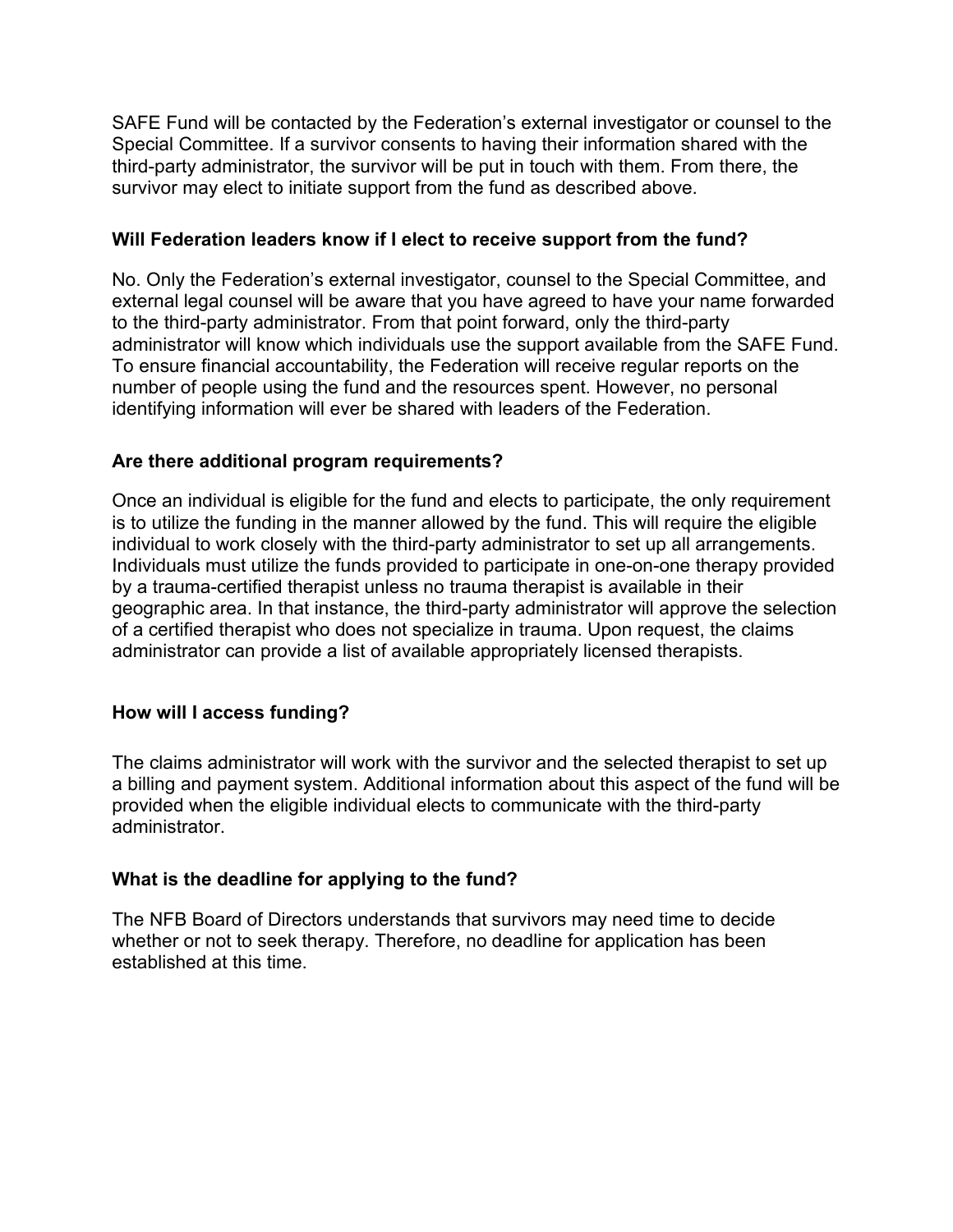SAFE Fund will be contacted by the Federation's external investigator or counsel to the Special Committee. If a survivor consents to having their information shared with the third-party administrator, the survivor will be put in touch with them. From there, the survivor may elect to initiate support from the fund as described above.

**Will Federation leaders know if I elect to receive support from the fund?**

No. Only the Federation's external investigator, counsel to the Special Committee, and external legal counsel will be aware that you have agreed to have your name forwarded to the third-party administrator. From that point forward, only the third-party administrator will know which individuals use the support available from the SAFE Fund. To ensure financial accountability, the Federation will receive regular reports on the number of people using the fund and the resources spent. However, no personal identifying information will ever be shared with leaders of the Federation.

**Are there additional program requirements?**

Once an individual is eligible for the fund and elects to participate, the only requirement is to utilize the funding in the manner allowed by the fund. This will require the eligible individual to work closely with the third-party administrator to set up all arrangements. Individuals must utilize the funds provided to participate in one-on-one therapy provided by a trauma-certified therapist unless no trauma therapist is available in their geographic area. In that instance, the third-party administrator will approve the selection of a certified therapist who does not specialize in trauma. Upon request, the claims administrator can provide a list of available appropriately licensed therapists.

**How will I access funding?**

The claims administrator will work with the survivor and the selected therapist to set up a billing and payment system. Additional information about this aspect of the fund will be provided when the eligible individual elects to communicate with the third-party administrator.

**What is the deadline for applying to the fund?**

The NFB Board of Directors understands that survivors may need time to decide whether or not to seek therapy. Therefore, no deadline for application has been established at this time.